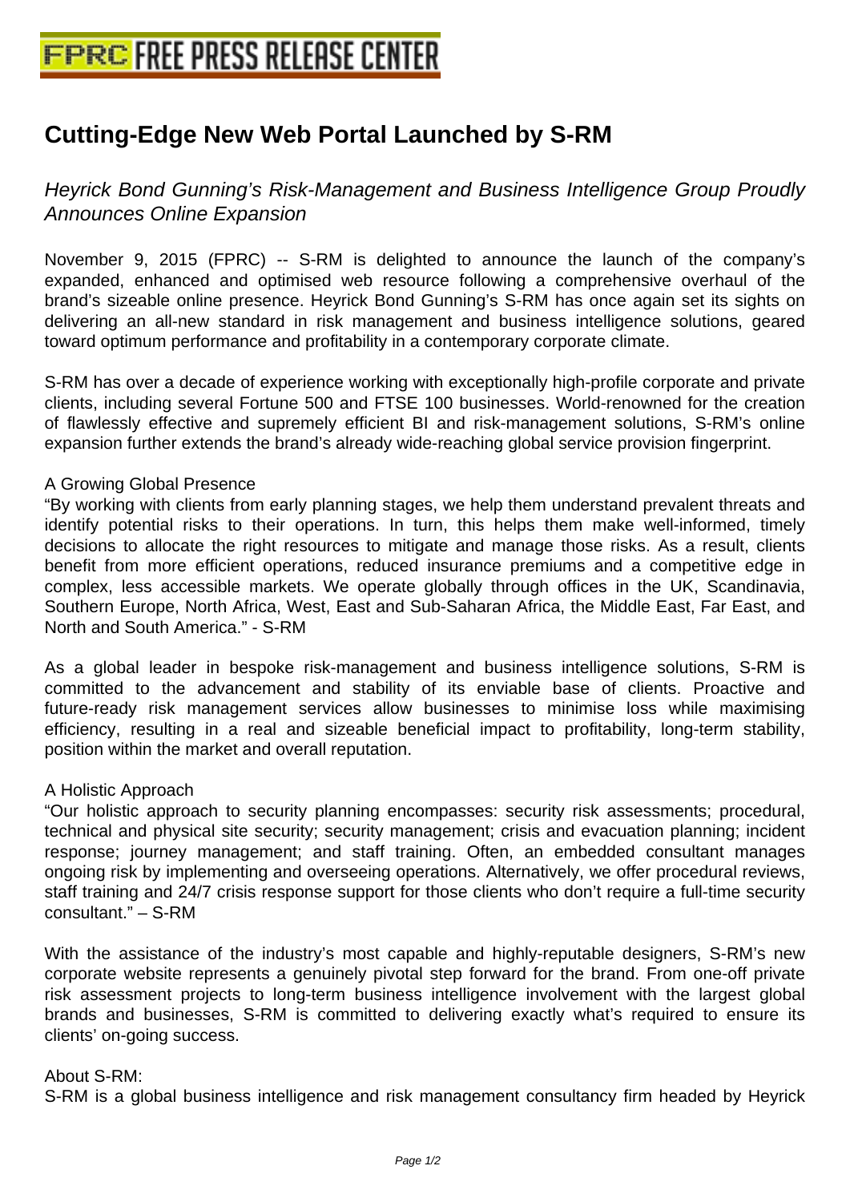# Cutting-Edge New Web Portal Launched by S-RM

*Heyrick Bond Gunning's Risk-Management and Business Intelligence Group Proudly Announces Online Expansion*

November 9, 2015 (FPRC) -- S-RM is delighted to announce the launch of the company's expanded, enhanced and optimised web resource following a comprehensive overhaul of the brand's sizeable online presence. Heyrick Bond Gunning's S-RM has once again set its sights on delivering an all-new standard in risk management and business intelligence solutions, geared toward optimum performance and profitability in a contemporary corporate climate.

S-RM has over a decade of experience working with exceptionally high-profile corporate and private clients, including several Fortune 500 and FTSE 100 businesses. World-renowned for the creation of flawlessly effective and supremely efficient BI and risk-management solutions, S-RM's online expansion further extends the brand's already wide-reaching global service provision fingerprint.

A Growing Global Presence

"By working with clients from early planning stages, we help them understand prevalent threats and identify potential risks to their operations. In turn, this helps them make well-informed, timely decisions to allocate the right resources to mitigate and manage those risks. As a result, clients benefit from more efficient operations, reduced insurance premiums and a competitive edge in complex, less accessible markets. We operate globally through offices in the UK, Scandinavia, Southern Europe, North Africa, West, East and Sub-Saharan Africa, the Middle East, Far East, and North and South America." - S-RM

As a global leader in bespoke risk-management and business intelligence solutions, S-RM is committed to the advancement and stability of its enviable base of clients. Proactive and future-ready risk management services allow businesses to minimise loss while maximising efficiency, resulting in a real and sizeable beneficial impact to profitability, long-term stability, position within the market and overall reputation.

A Holistic Approach

"Our holistic approach to security planning encompasses: security risk assessments; procedural, technical and physical site security; security management; crisis and evacuation planning; incident response; journey management; and staff training. Often, an embedded consultant manages ongoing risk by implementing and overseeing operations. Alternatively, we offer procedural reviews, staff training and 24/7 crisis response support for those clients who don't require a full-time security consultant." – S-RM

With the assistance of the industry's most capable and highly-reputable designers, S-RM's new corporate website represents a genuinely pivotal step forward for the brand. From one-off private risk assessment projects to long-term business intelligence involvement with the largest global brands and businesses, S-RM is committed to delivering exactly what's required to ensure its clients' on-going success.

About S-RM:

S-RM is a global business intelligence and risk management consultancy firm headed by Heyrick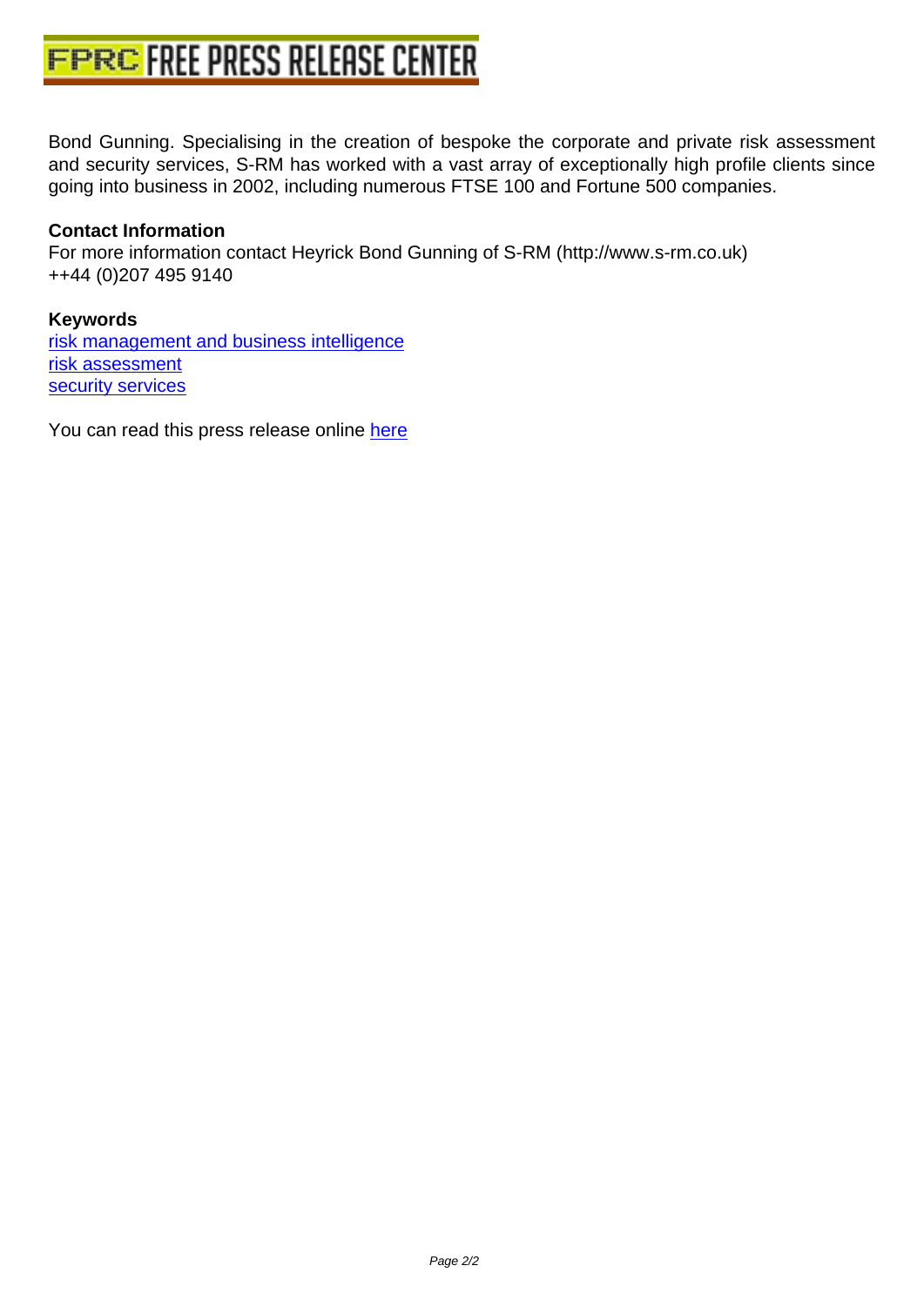Bond Gunning. Specialising in the creation of bespoke the corporate and private risk assessment and security services, S-RM has worked with a vast array of exceptionally high profile clients since going into business in 2002, including numerous FTSE 100 and Fortune 500 companies.

**Contact Information**
For more information contact Heyrick Bond Gunning of S-RM (http://www.s-rm.co.uk)
++44 (0)207 495 9140

**Keywords**
risk management and business intelligence
risk assessment
security services

You can read this press release online here